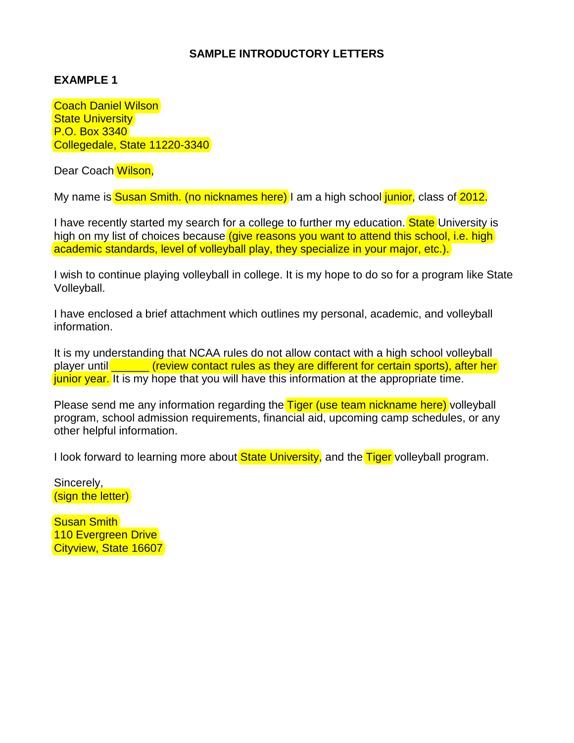## SAMPLE INTRODUCTORY LETTERS

### EXAMPLE 1

Coach Daniel Wilson
State University
P.O. Box 3340
Collegedale, State 11220-3340

Dear Coach Wilson,

My name is Susan Smith. (no nicknames here) I am a high school junior, class of 2012.

I have recently started my search for a college to further my education. State University is high on my list of choices because (give reasons you want to attend this school, i.e. high academic standards, level of volleyball play, they specialize in your major, etc.).

I wish to continue playing volleyball in college. It is my hope to do so for a program like State Volleyball.

I have enclosed a brief attachment which outlines my personal, academic, and volleyball information.

It is my understanding that NCAA rules do not allow contact with a high school volleyball player until ______ (review contact rules as they are different for certain sports), after her junior year. It is my hope that you will have this information at the appropriate time.

Please send me any information regarding the Tiger (use team nickname here) volleyball program, school admission requirements, financial aid, upcoming camp schedules, or any other helpful information.

I look forward to learning more about State University, and the Tiger volleyball program.

Sincerely,
(sign the letter)

Susan Smith
110 Evergreen Drive
Cityview, State 16607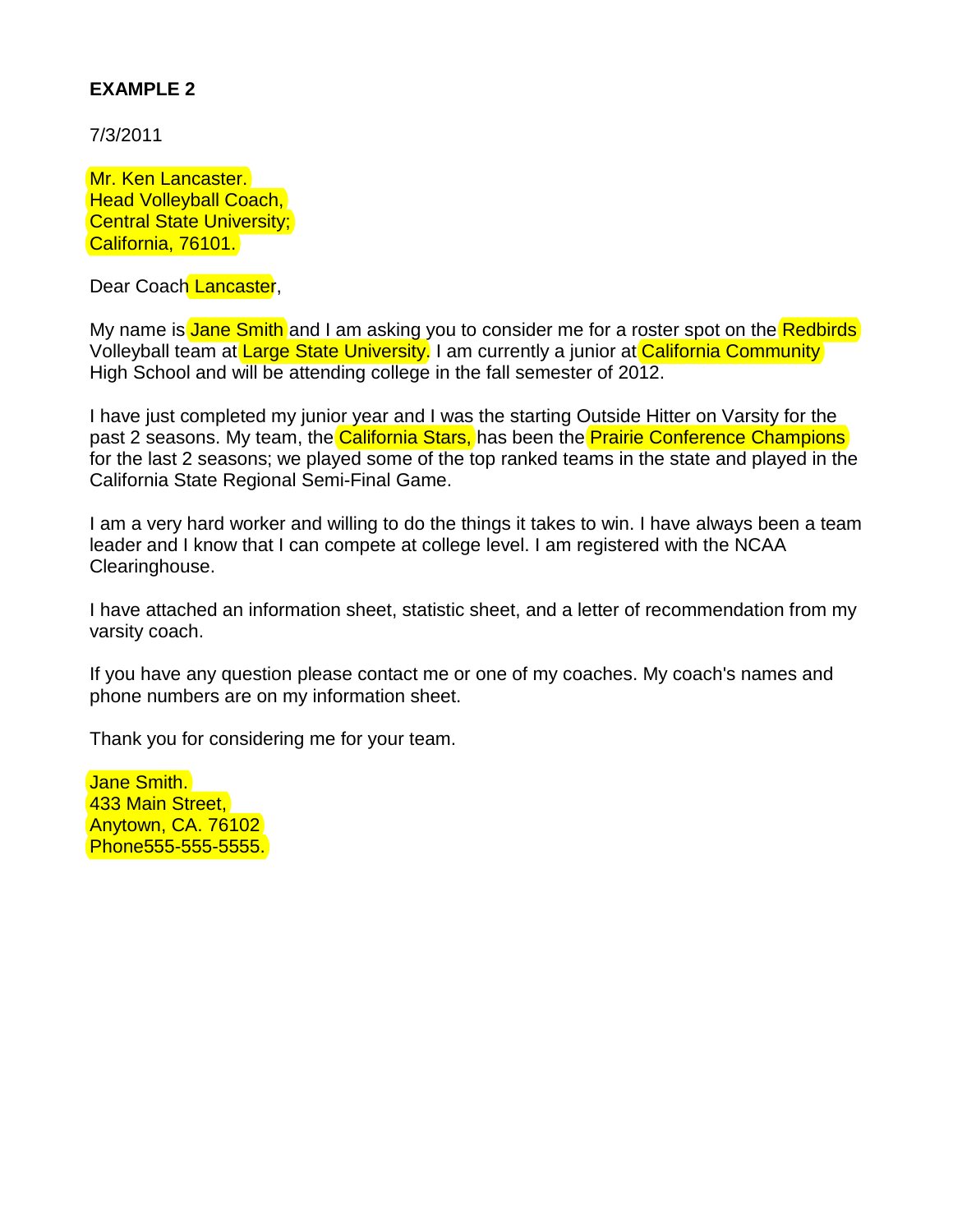**EXAMPLE 2**

7/3/2011

Mr. Ken Lancaster.
Head Volleyball Coach,
Central State University;
California, 76101.

Dear Coach Lancaster,

My name is Jane Smith and I am asking you to consider me for a roster spot on the Redbirds Volleyball team at Large State University. I am currently a junior at California Community High School and will be attending college in the fall semester of 2012.

I have just completed my junior year and I was the starting Outside Hitter on Varsity for the past 2 seasons. My team, the California Stars, has been the Prairie Conference Champions for the last 2 seasons; we played some of the top ranked teams in the state and played in the California State Regional Semi-Final Game.

I am a very hard worker and willing to do the things it takes to win. I have always been a team leader and I know that I can compete at college level. I am registered with the NCAA Clearinghouse.

I have attached an information sheet, statistic sheet, and a letter of recommendation from my varsity coach.

If you have any question please contact me or one of my coaches. My coach's names and phone numbers are on my information sheet.

Thank you for considering me for your team.

Jane Smith.
433 Main Street,
Anytown, CA. 76102
Phone555-555-5555.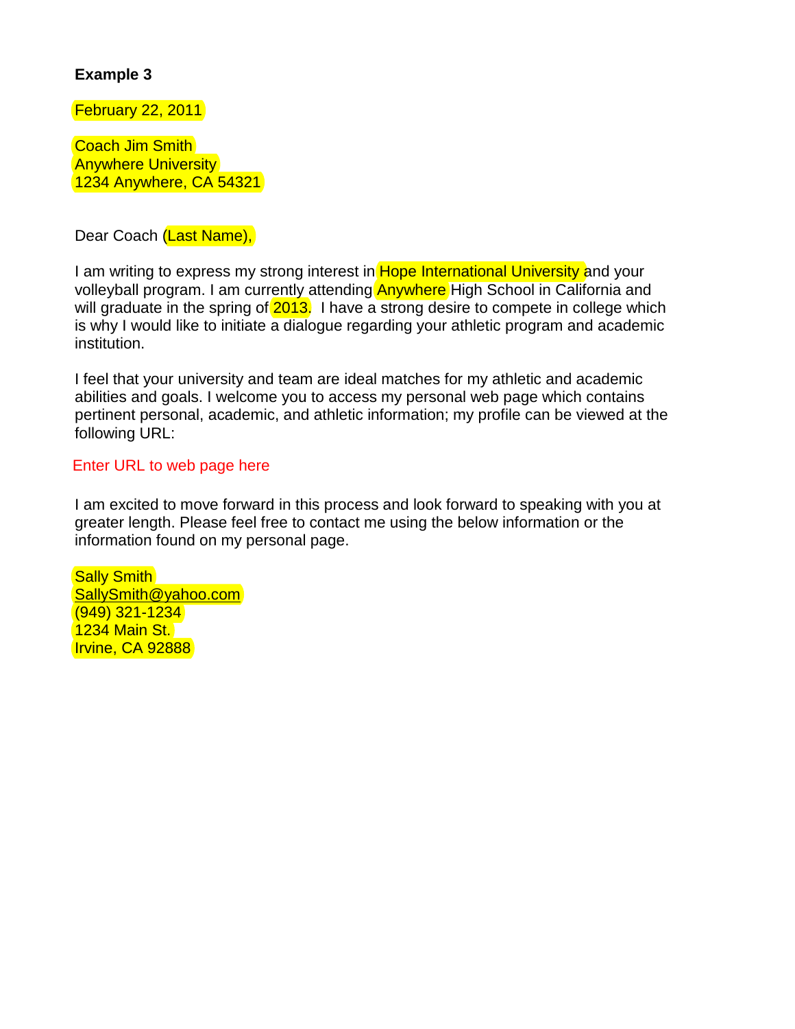**Example 3**

February 22, 2011

Coach Jim Smith  
Anywhere University  
1234 Anywhere, CA 54321

Dear Coach (Last Name),

I am writing to express my strong interest in Hope International University and your volleyball program. I am currently attending Anywhere High School in California and will graduate in the spring of 2013. I have a strong desire to compete in college which is why I would like to initiate a dialogue regarding your athletic program and academic institution.

I feel that your university and team are ideal matches for my athletic and academic abilities and goals. I welcome you to access my personal web page which contains pertinent personal, academic, and athletic information; my profile can be viewed at the following URL:

Enter URL to web page here

I am excited to move forward in this process and look forward to speaking with you at greater length. Please feel free to contact me using the below information or the information found on my personal page.

Sally Smith  
SallySmith@yahoo.com  
(949) 321-1234  
1234 Main St.  
Irvine, CA 92888